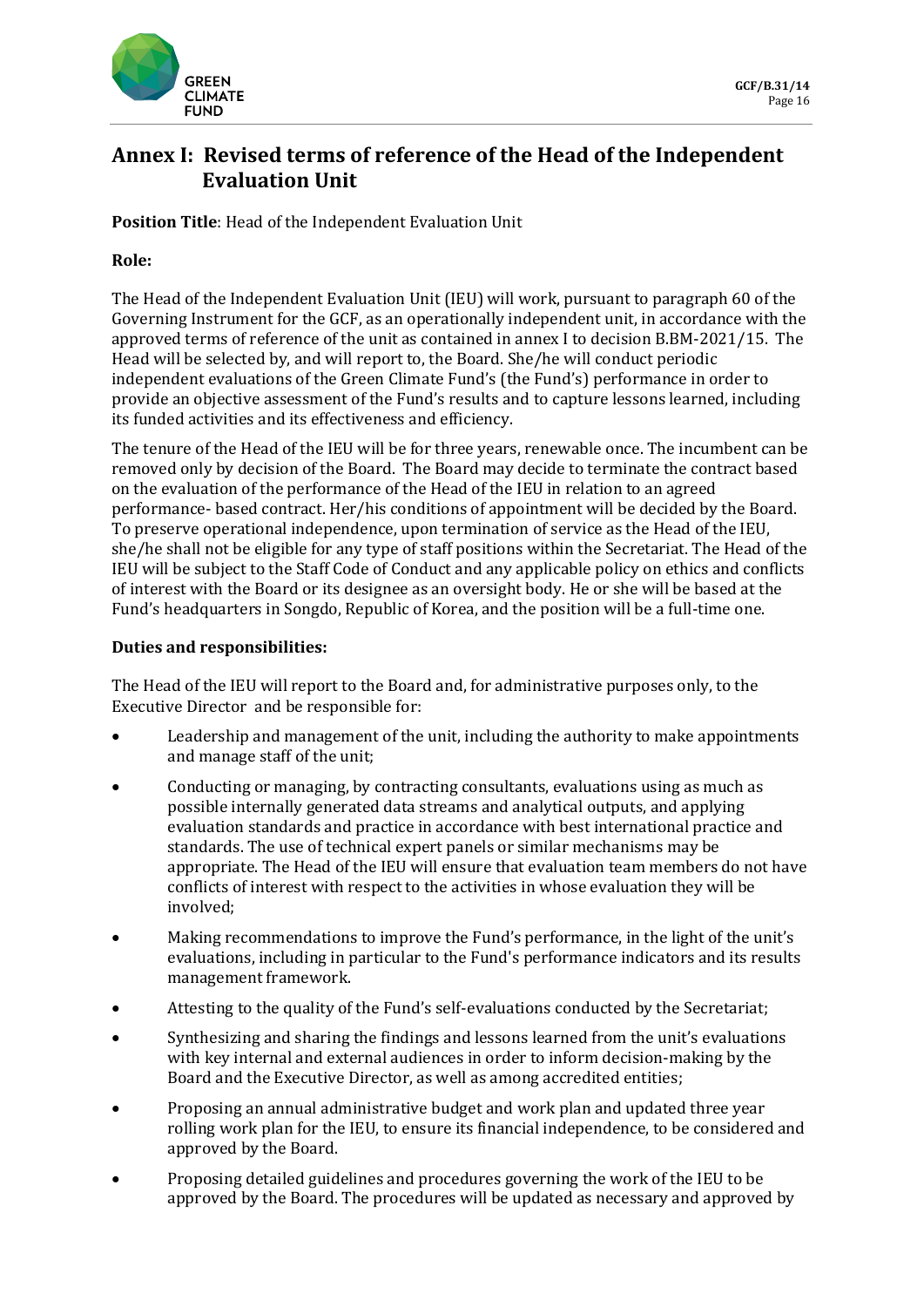# Annex I: Revised terms of reference of the Head of the Independent Evaluation Unit

**Position Title**: Head of the Independent Evaluation Unit

**Role:**

The Head of the Independent Evaluation Unit (IEU) will work, pursuant to paragraph 60 of the Governing Instrument for the GCF, as an operationally independent unit, in accordance with the approved terms of reference of the unit as contained in annex I to decision B.BM-2021/15. The Head will be selected by, and will report to, the Board. She/he will conduct periodic independent evaluations of the Green Climate Fund's (the Fund's) performance in order to provide an objective assessment of the Fund's results and to capture lessons learned, including its funded activities and its effectiveness and efficiency.

The tenure of the Head of the IEU will be for three years, renewable once. The incumbent can be removed only by decision of the Board. The Board may decide to terminate the contract based on the evaluation of the performance of the Head of the IEU in relation to an agreed performance- based contract. Her/his conditions of appointment will be decided by the Board. To preserve operational independence, upon termination of service as the Head of the IEU, she/he shall not be eligible for any type of staff positions within the Secretariat. The Head of the IEU will be subject to the Staff Code of Conduct and any applicable policy on ethics and conflicts of interest with the Board or its designee as an oversight body. He or she will be based at the Fund's headquarters in Songdo, Republic of Korea, and the position will be a full-time one.

**Duties and responsibilities:**

The Head of the IEU will report to the Board and, for administrative purposes only, to the Executive Director and be responsible for:

- Leadership and management of the unit, including the authority to make appointments and manage staff of the unit;
- Conducting or managing, by contracting consultants, evaluations using as much as possible internally generated data streams and analytical outputs, and applying evaluation standards and practice in accordance with best international practice and standards. The use of technical expert panels or similar mechanisms may be appropriate. The Head of the IEU will ensure that evaluation team members do not have conflicts of interest with respect to the activities in whose evaluation they will be involved;
- Making recommendations to improve the Fund's performance, in the light of the unit's evaluations, including in particular to the Fund's performance indicators and its results management framework.
- Attesting to the quality of the Fund's self-evaluations conducted by the Secretariat;
- Synthesizing and sharing the findings and lessons learned from the unit's evaluations with key internal and external audiences in order to inform decision-making by the Board and the Executive Director, as well as among accredited entities;
- Proposing an annual administrative budget and work plan and updated three year rolling work plan for the IEU, to ensure its financial independence, to be considered and approved by the Board.
- Proposing detailed guidelines and procedures governing the work of the IEU to be approved by the Board. The procedures will be updated as necessary and approved by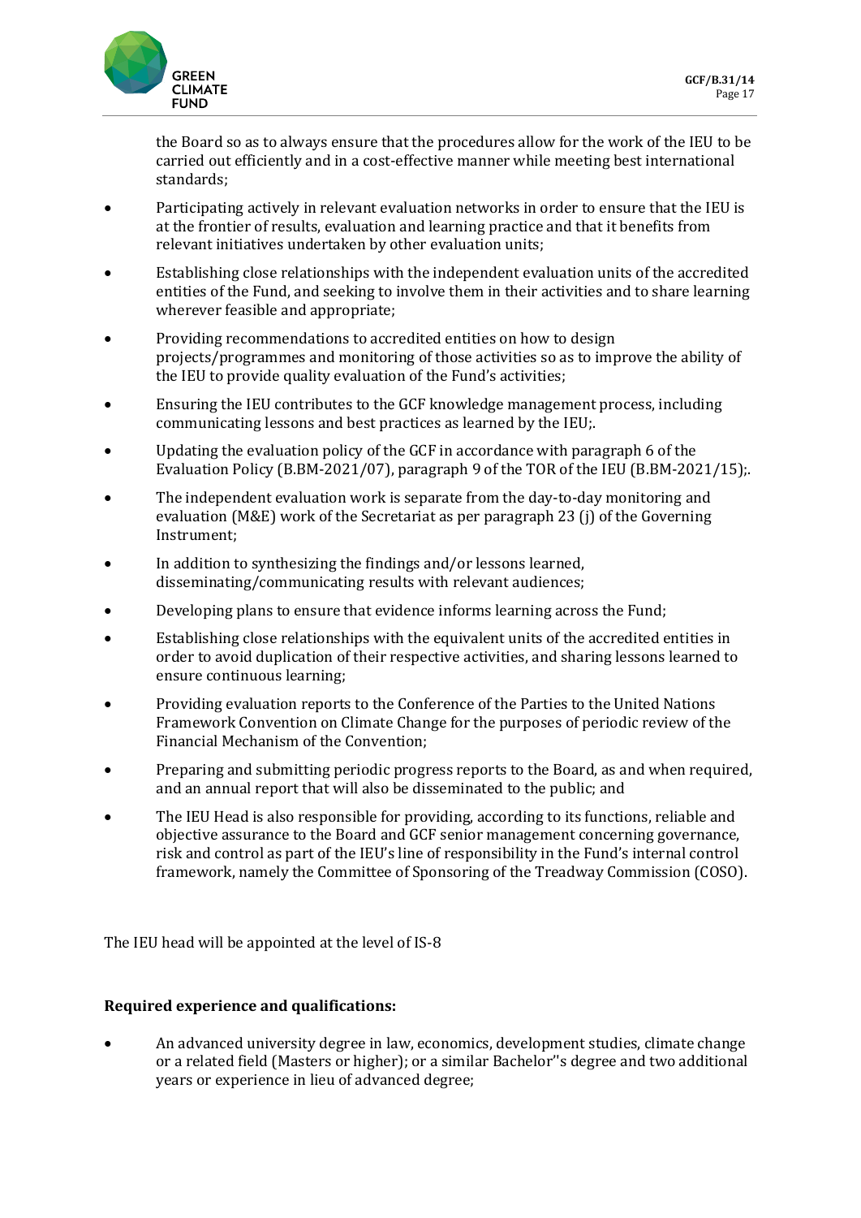the Board so as to always ensure that the procedures allow for the work of the IEU to be carried out efficiently and in a cost-effective manner while meeting best international standards;

- Participating actively in relevant evaluation networks in order to ensure that the IEU is at the frontier of results, evaluation and learning practice and that it benefits from relevant initiatives undertaken by other evaluation units;
- Establishing close relationships with the independent evaluation units of the accredited entities of the Fund, and seeking to involve them in their activities and to share learning wherever feasible and appropriate;
- Providing recommendations to accredited entities on how to design projects/programmes and monitoring of those activities so as to improve the ability of the IEU to provide quality evaluation of the Fund's activities;
- Ensuring the IEU contributes to the GCF knowledge management process, including communicating lessons and best practices as learned by the IEU;.
- Updating the evaluation policy of the GCF in accordance with paragraph 6 of the Evaluation Policy (B.BM-2021/07), paragraph 9 of the TOR of the IEU (B.BM-2021/15);.
- The independent evaluation work is separate from the day-to-day monitoring and evaluation (M&E) work of the Secretariat as per paragraph 23 (j) of the Governing Instrument;
- In addition to synthesizing the findings and/or lessons learned, disseminating/communicating results with relevant audiences;
- Developing plans to ensure that evidence informs learning across the Fund;
- Establishing close relationships with the equivalent units of the accredited entities in order to avoid duplication of their respective activities, and sharing lessons learned to ensure continuous learning;
- Providing evaluation reports to the Conference of the Parties to the United Nations Framework Convention on Climate Change for the purposes of periodic review of the Financial Mechanism of the Convention;
- Preparing and submitting periodic progress reports to the Board, as and when required, and an annual report that will also be disseminated to the public; and
- The IEU Head is also responsible for providing, according to its functions, reliable and objective assurance to the Board and GCF senior management concerning governance, risk and control as part of the IEU's line of responsibility in the Fund's internal control framework, namely the Committee of Sponsoring of the Treadway Commission (COSO).

The IEU head will be appointed at the level of IS-8

**Required experience and qualifications:**

- An advanced university degree in law, economics, development studies, climate change or a related field (Masters or higher); or a similar Bachelor''s degree and two additional years or experience in lieu of advanced degree;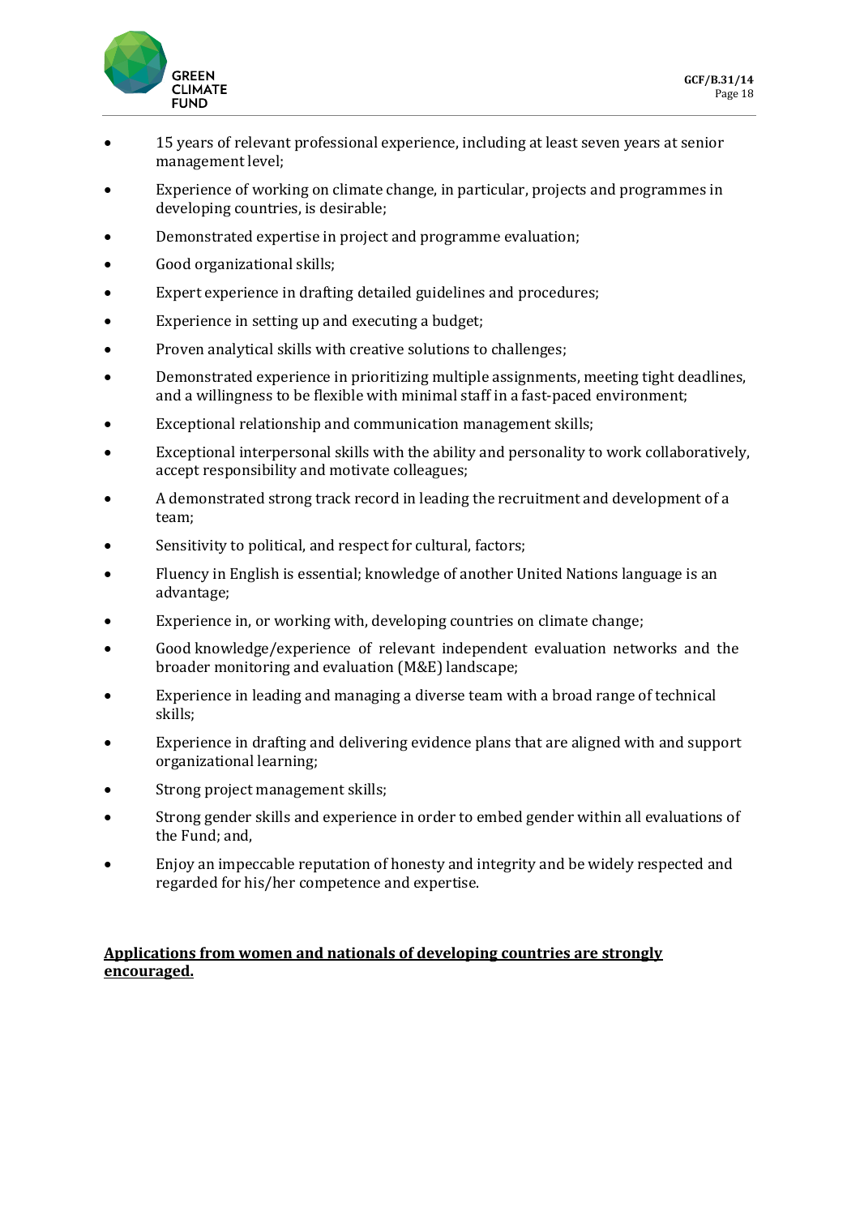- 15 years of relevant professional experience, including at least seven years at senior management level;
- Experience of working on climate change, in particular, projects and programmes in developing countries, is desirable;
- Demonstrated expertise in project and programme evaluation;
- Good organizational skills;
- Expert experience in drafting detailed guidelines and procedures;
- Experience in setting up and executing a budget;
- Proven analytical skills with creative solutions to challenges;
- Demonstrated experience in prioritizing multiple assignments, meeting tight deadlines, and a willingness to be flexible with minimal staff in a fast-paced environment;
- Exceptional relationship and communication management skills;
- Exceptional interpersonal skills with the ability and personality to work collaboratively, accept responsibility and motivate colleagues;
- A demonstrated strong track record in leading the recruitment and development of a team;
- Sensitivity to political, and respect for cultural, factors;
- Fluency in English is essential; knowledge of another United Nations language is an advantage;
- Experience in, or working with, developing countries on climate change;
- Good knowledge/experience of relevant independent evaluation networks and the broader monitoring and evaluation (M&E) landscape;
- Experience in leading and managing a diverse team with a broad range of technical skills;
- Experience in drafting and delivering evidence plans that are aligned with and support organizational learning;
- Strong project management skills;
- Strong gender skills and experience in order to embed gender within all evaluations of the Fund; and,
- Enjoy an impeccable reputation of honesty and integrity and be widely respected and regarded for his/her competence and expertise.

**Applications from women and nationals of developing countries are strongly encouraged.**